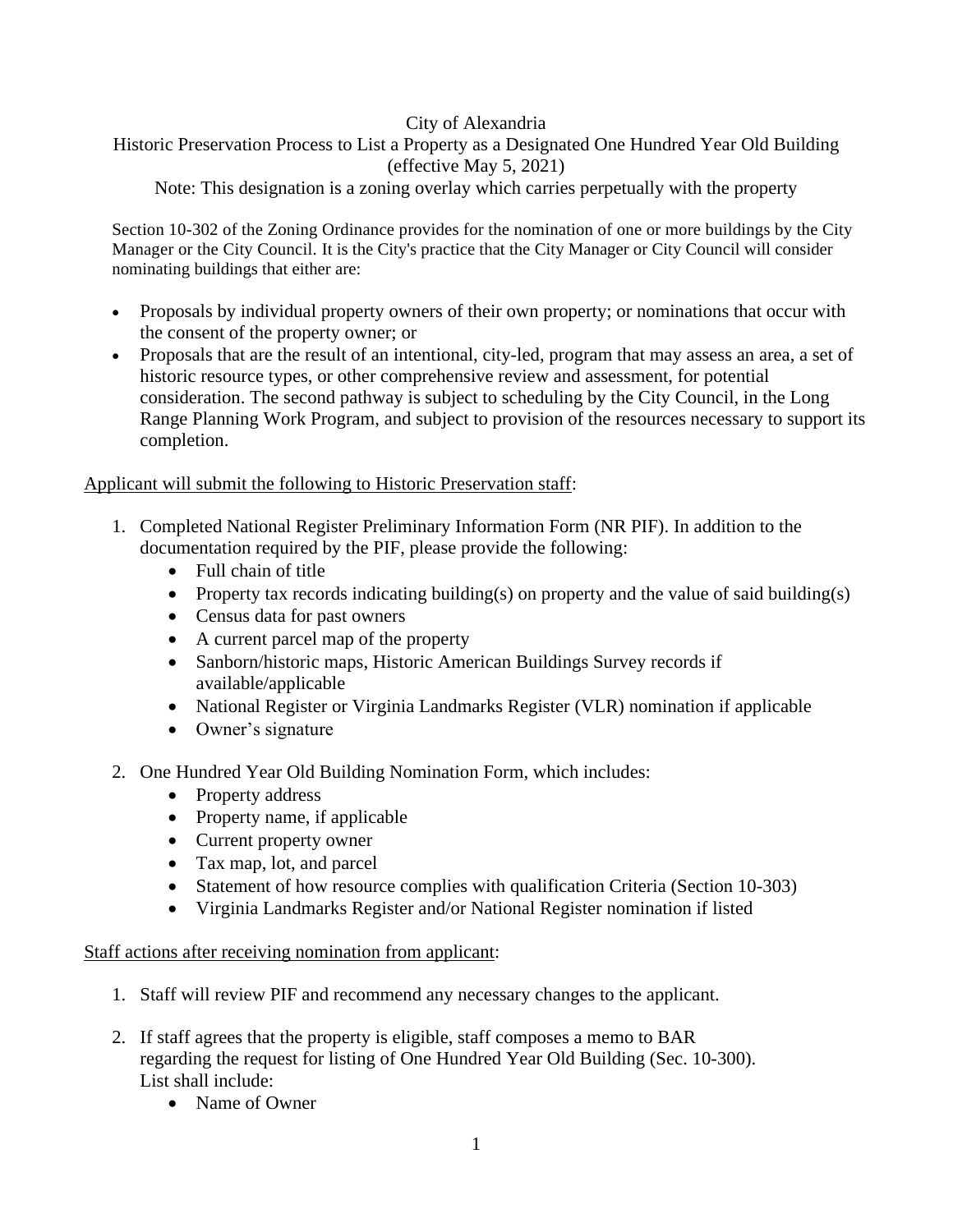# City of Alexandria

## Historic Preservation Process to List a Property as a Designated One Hundred Year Old Building (effective May 5, 2021)

Note: This designation is a zoning overlay which carries perpetually with the property

Section 10-302 of the Zoning Ordinance provides for the nomination of one or more buildings by the City Manager or the City Council. It is the City's practice that the City Manager or City Council will consider nominating buildings that either are:

- Proposals by individual property owners of their own property; or nominations that occur with the consent of the property owner; or
- Proposals that are the result of an intentional, city-led, program that may assess an area, a set of historic resource types, or other comprehensive review and assessment, for potential consideration. The second pathway is subject to scheduling by the City Council, in the Long Range Planning Work Program, and subject to provision of the resources necessary to support its completion.

<u>Applicant will submit the following to Historic Preservation staff</u>:

1. Completed National Register Preliminary Information Form (NR PIF). In addition to the documentation required by the PIF, please provide the following:
   - Full chain of title
   - Property tax records indicating building(s) on property and the value of said building(s)
   - Census data for past owners
   - A current parcel map of the property
   - Sanborn/historic maps, Historic American Buildings Survey records if available/applicable
   - National Register or Virginia Landmarks Register (VLR) nomination if applicable
   - Owner's signature

2. One Hundred Year Old Building Nomination Form, which includes:
   - Property address
   - Property name, if applicable
   - Current property owner
   - Tax map, lot, and parcel
   - Statement of how resource complies with qualification Criteria (Section 10-303)
   - Virginia Landmarks Register and/or National Register nomination if listed

<u>Staff actions after receiving nomination from applicant</u>:

1. Staff will review PIF and recommend any necessary changes to the applicant.

2. If staff agrees that the property is eligible, staff composes a memo to BAR regarding the request for listing of One Hundred Year Old Building (Sec. 10-300). List shall include:
   - Name of Owner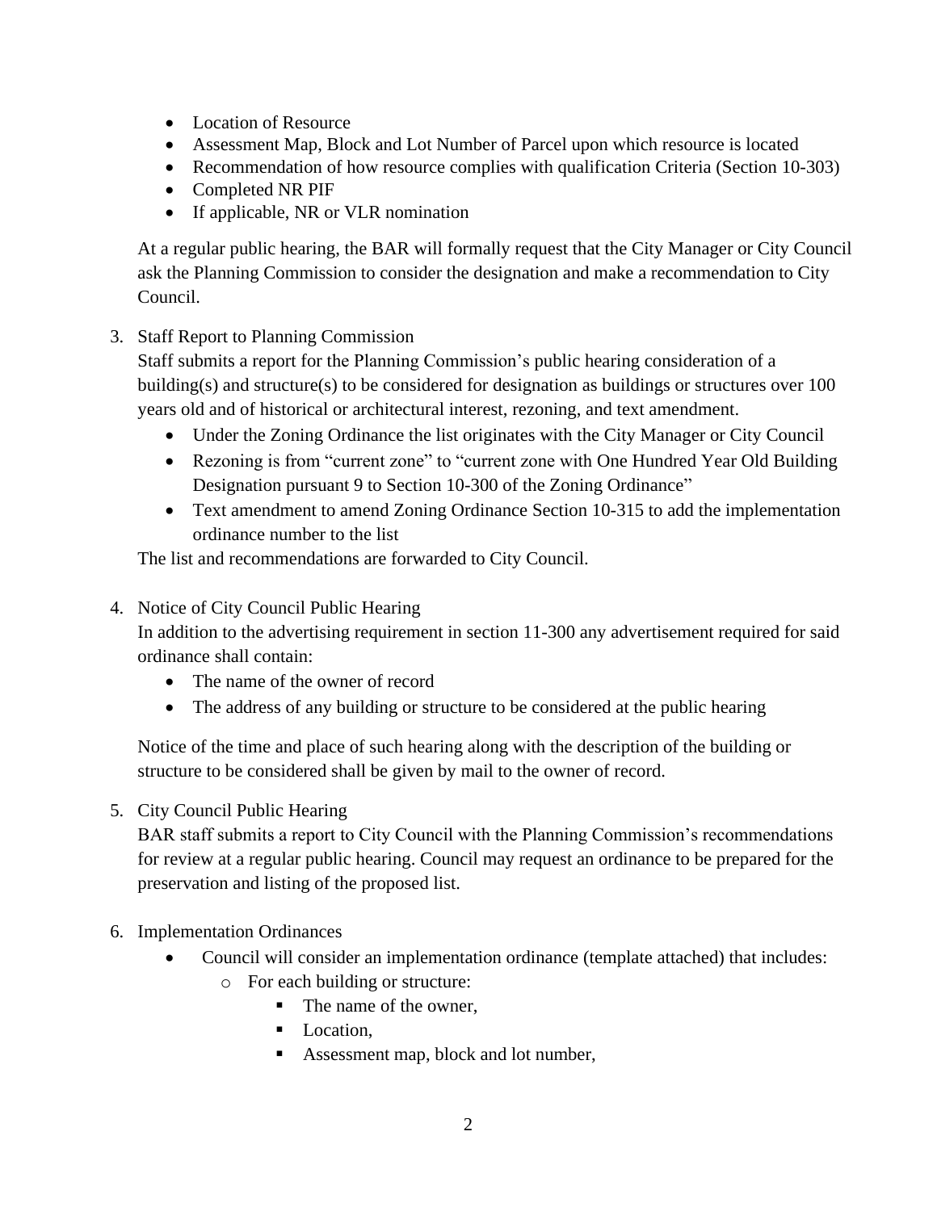- Location of Resource
- Assessment Map, Block and Lot Number of Parcel upon which resource is located
- Recommendation of how resource complies with qualification Criteria (Section 10-303)
- Completed NR PIF
- If applicable, NR or VLR nomination

At a regular public hearing, the BAR will formally request that the City Manager or City Council ask the Planning Commission to consider the designation and make a recommendation to City Council.

3. Staff Report to Planning Commission
   Staff submits a report for the Planning Commission's public hearing consideration of a building(s) and structure(s) to be considered for designation as buildings or structures over 100 years old and of historical or architectural interest, rezoning, and text amendment.
   - Under the Zoning Ordinance the list originates with the City Manager or City Council
   - Rezoning is from "current zone" to "current zone with One Hundred Year Old Building Designation pursuant 9 to Section 10-300 of the Zoning Ordinance"
   - Text amendment to amend Zoning Ordinance Section 10-315 to add the implementation ordinance number to the list

   The list and recommendations are forwarded to City Council.

4. Notice of City Council Public Hearing
   In addition to the advertising requirement in section 11-300 any advertisement required for said ordinance shall contain:
   - The name of the owner of record
   - The address of any building or structure to be considered at the public hearing

   Notice of the time and place of such hearing along with the description of the building or structure to be considered shall be given by mail to the owner of record.

5. City Council Public Hearing
   BAR staff submits a report to City Council with the Planning Commission's recommendations for review at a regular public hearing. Council may request an ordinance to be prepared for the preservation and listing of the proposed list.

6. Implementation Ordinances
   - Council will consider an implementation ordinance (template attached) that includes:
     - For each building or structure:
       - The name of the owner,
       - Location,
       - Assessment map, block and lot number,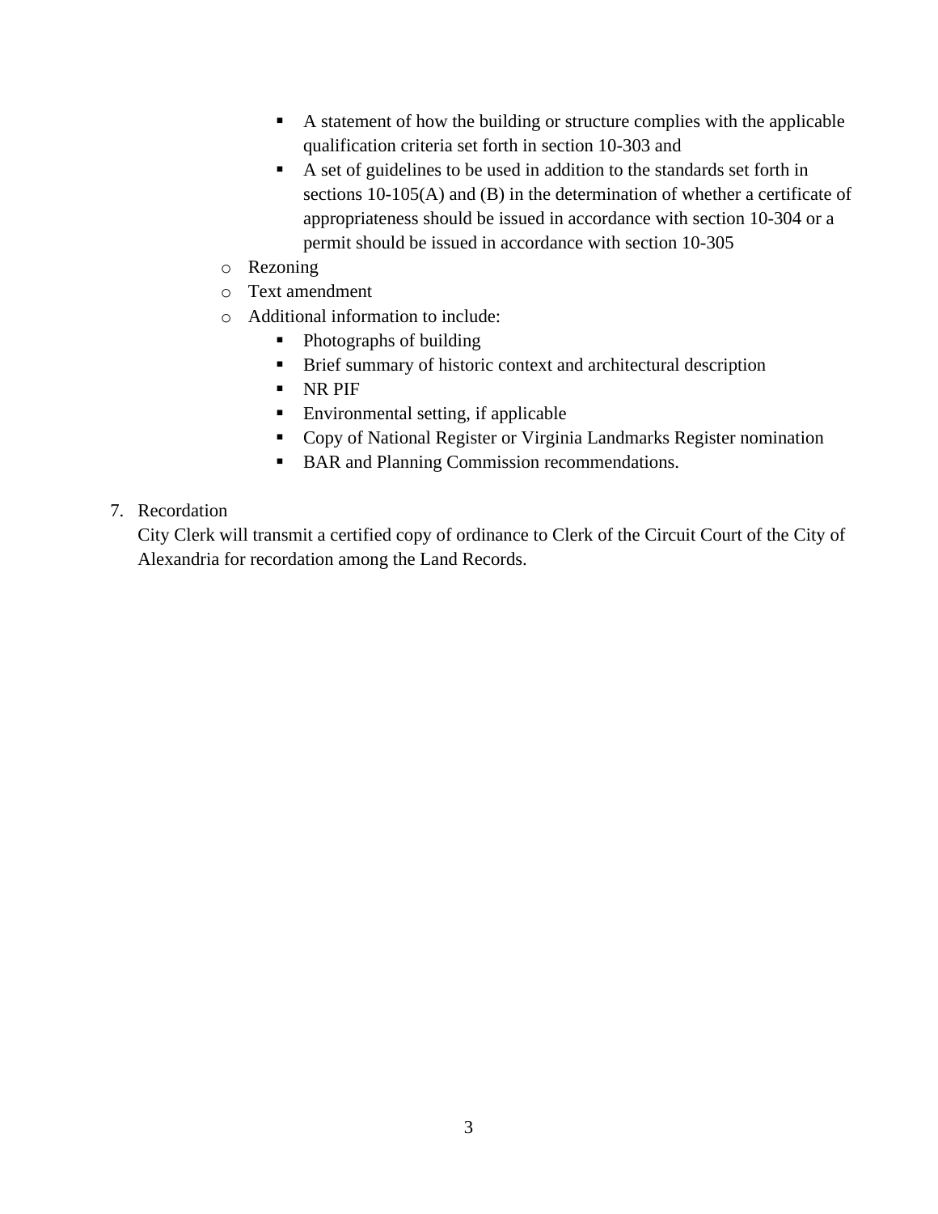- A statement of how the building or structure complies with the applicable qualification criteria set forth in section 10-303 and
        - A set of guidelines to be used in addition to the standards set forth in sections 10-105(A) and (B) in the determination of whether a certificate of appropriateness should be issued in accordance with section 10-304 or a permit should be issued in accordance with section 10-305
    - Rezoning
    - Text amendment
    - Additional information to include:
        - Photographs of building
        - Brief summary of historic context and architectural description
        - NR PIF
        - Environmental setting, if applicable
        - Copy of National Register or Virginia Landmarks Register nomination
        - BAR and Planning Commission recommendations.

7. Recordation
   City Clerk will transmit a certified copy of ordinance to Clerk of the Circuit Court of the City of Alexandria for recordation among the Land Records.